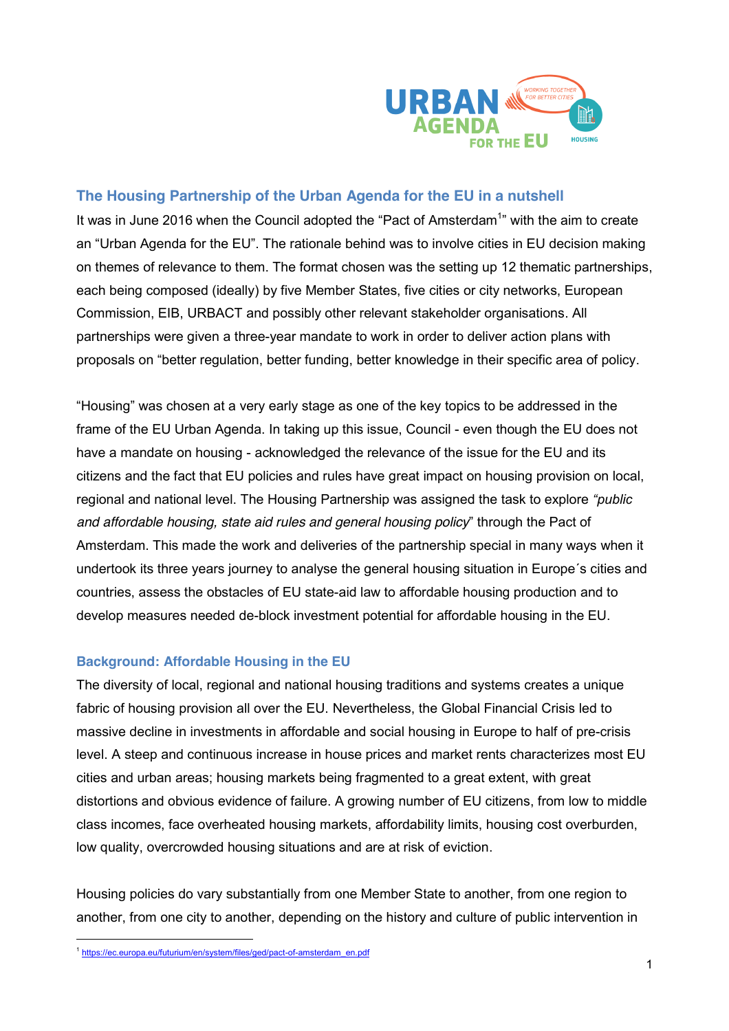## The Housing Partnership of the Urban Agenda for the EU in a nutshell

It was in June 2016 when the Council adopted the "Pact of Amsterdam[1]" with the aim to create an "Urban Agenda for the EU". The rationale behind was to involve cities in EU decision making on themes of relevance to them. The format chosen was the setting up 12 thematic partnerships, each being composed (ideally) by five Member States, five cities or city networks, European Commission, EIB, URBACT and possibly other relevant stakeholder organisations. All partnerships were given a three-year mandate to work in order to deliver action plans with proposals on "better regulation, better funding, better knowledge in their specific area of policy.

"Housing" was chosen at a very early stage as one of the key topics to be addressed in the frame of the EU Urban Agenda. In taking up this issue, Council - even though the EU does not have a mandate on housing - acknowledged the relevance of the issue for the EU and its citizens and the fact that EU policies and rules have great impact on housing provision on local, regional and national level. The Housing Partnership was assigned the task to explore *"public and affordable housing, state aid rules and general housing policy*" through the Pact of Amsterdam. This made the work and deliveries of the partnership special in many ways when it undertook its three years journey to analyse the general housing situation in Europe´s cities and countries, assess the obstacles of EU state-aid law to affordable housing production and to develop measures needed de-block investment potential for affordable housing in the EU.

### Background: Affordable Housing in the EU

The diversity of local, regional and national housing traditions and systems creates a unique fabric of housing provision all over the EU. Nevertheless, the Global Financial Crisis led to massive decline in investments in affordable and social housing in Europe to half of pre-crisis level. A steep and continuous increase in house prices and market rents characterizes most EU cities and urban areas; housing markets being fragmented to a great extent, with great distortions and obvious evidence of failure. A growing number of EU citizens, from low to middle class incomes, face overheated housing markets, affordability limits, housing cost overburden, low quality, overcrowded housing situations and are at risk of eviction.

Housing policies do vary substantially from one Member State to another, from one region to another, from one city to another, depending on the history and culture of public intervention in

[1] https://ec.europa.eu/futurium/en/system/files/ged/pact-of-amsterdam_en.pdf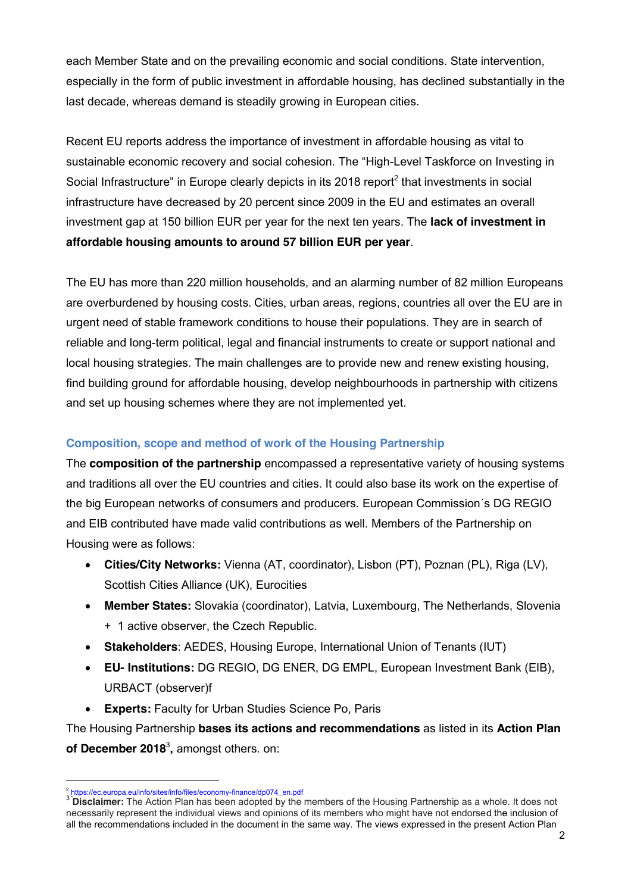each Member State and on the prevailing economic and social conditions. State intervention, especially in the form of public investment in affordable housing, has declined substantially in the last decade, whereas demand is steadily growing in European cities.

Recent EU reports address the importance of investment in affordable housing as vital to sustainable economic recovery and social cohesion. The "High-Level Taskforce on Investing in Social Infrastructure" in Europe clearly depicts in its 2018 report[2] that investments in social infrastructure have decreased by 20 percent since 2009 in the EU and estimates an overall investment gap at 150 billion EUR per year for the next ten years. The **lack of investment in affordable housing amounts to around 57 billion EUR per year**.

The EU has more than 220 million households, and an alarming number of 82 million Europeans are overburdened by housing costs. Cities, urban areas, regions, countries all over the EU are in urgent need of stable framework conditions to house their populations. They are in search of reliable and long-term political, legal and financial instruments to create or support national and local housing strategies. The main challenges are to provide new and renew existing housing, find building ground for affordable housing, develop neighbourhoods in partnership with citizens and set up housing schemes where they are not implemented yet.

### Composition, scope and method of work of the Housing Partnership

The **composition of the partnership** encompassed a representative variety of housing systems and traditions all over the EU countries and cities. It could also base its work on the expertise of the big European networks of consumers and producers. European Commission´s DG REGIO and EIB contributed have made valid contributions as well. Members of the Partnership on Housing were as follows:

- **Cities/City Networks:** Vienna (AT, coordinator), Lisbon (PT), Poznan (PL), Riga (LV), Scottish Cities Alliance (UK), Eurocities
- **Member States:** Slovakia (coordinator), Latvia, Luxembourg, The Netherlands, Slovenia + 1 active observer, the Czech Republic.
- **Stakeholders**: AEDES, Housing Europe, International Union of Tenants (IUT)
- **EU- Institutions:** DG REGIO, DG ENER, DG EMPL, European Investment Bank (EIB), URBACT (observer)f
- **Experts:** Faculty for Urban Studies Science Po, Paris

The Housing Partnership **bases its actions and recommendations** as listed in its **Action Plan of December 2018**[3]**,** amongst others. on:

---

[2] https://ec.europa.eu/info/sites/info/files/economy-finance/dp074_en.pdf

[3] **Disclaimer:** The Action Plan has been adopted by the members of the Housing Partnership as a whole. It does not necessarily represent the individual views and opinions of its members who might have not endorsed the inclusion of all the recommendations included in the document in the same way. The views expressed in the present Action Plan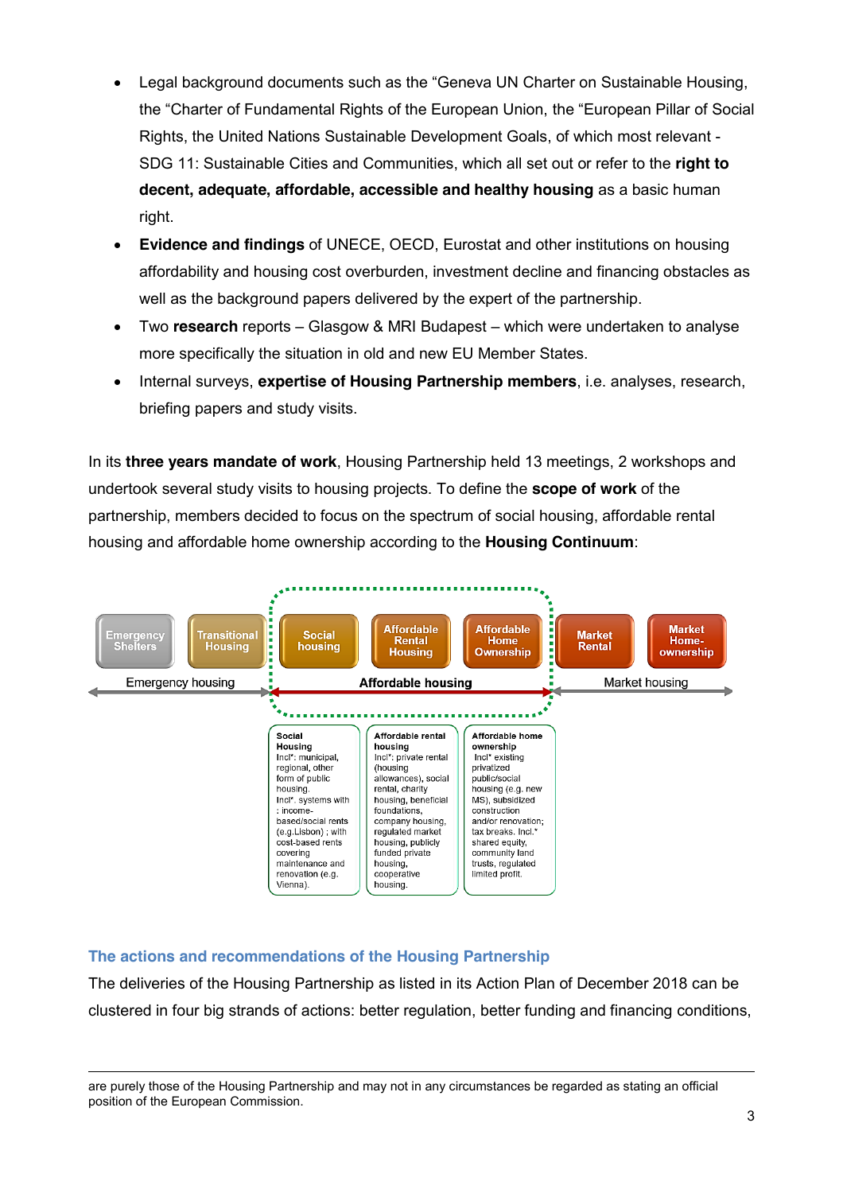- Legal background documents such as the "Geneva UN Charter on Sustainable Housing, the "Charter of Fundamental Rights of the European Union, the "European Pillar of Social Rights, the United Nations Sustainable Development Goals, of which most relevant - SDG 11: Sustainable Cities and Communities, which all set out or refer to the **right to decent, adequate, affordable, accessible and healthy housing** as a basic human right.
- **Evidence and findings** of UNECE, OECD, Eurostat and other institutions on housing affordability and housing cost overburden, investment decline and financing obstacles as well as the background papers delivered by the expert of the partnership.
- Two **research** reports – Glasgow & MRI Budapest – which were undertaken to analyse more specifically the situation in old and new EU Member States.
- Internal surveys, **expertise of Housing Partnership members**, i.e. analyses, research, briefing papers and study visits.

In its **three years mandate of work**, Housing Partnership held 13 meetings, 2 workshops and undertook several study visits to housing projects. To define the **scope of work** of the partnership, members decided to focus on the spectrum of social housing, affordable rental housing and affordable home ownership according to the **Housing Continuum**:

| Emergency housing | | Affordable housing | | | Market housing | |
|---|---|---|---|---|---|---|
| Emergency Shelters | Transitional Housing | Social housing | Affordable Rental Housing | Affordable Home Ownership | Market Rental | Market Home-ownership |

| Social Housing | Affordable rental housing | Affordable home ownership |
|---|---|---|
| Incl*: municipal, regional, other form of public housing. Incl*. systems with : income-based/social rents (e.g.Lisbon) ; with cost-based rents covering maintenance and renovation (e.g. Vienna). | Incl*: private rental (housing allowances), social rental, charity housing, beneficial foundations, company housing, regulated market housing, publicly funded private housing, cooperative housing. | Incl* existing privatized public/social housing (e.g. new MS), subsidized construction and/or renovation; tax breaks. Incl.* shared equity, community land trusts, regulated limited profit. |

### The actions and recommendations of the Housing Partnership

The deliveries of the Housing Partnership as listed in its Action Plan of December 2018 can be clustered in four big strands of actions: better regulation, better funding and financing conditions,

---

are purely those of the Housing Partnership and may not in any circumstances be regarded as stating an official position of the European Commission.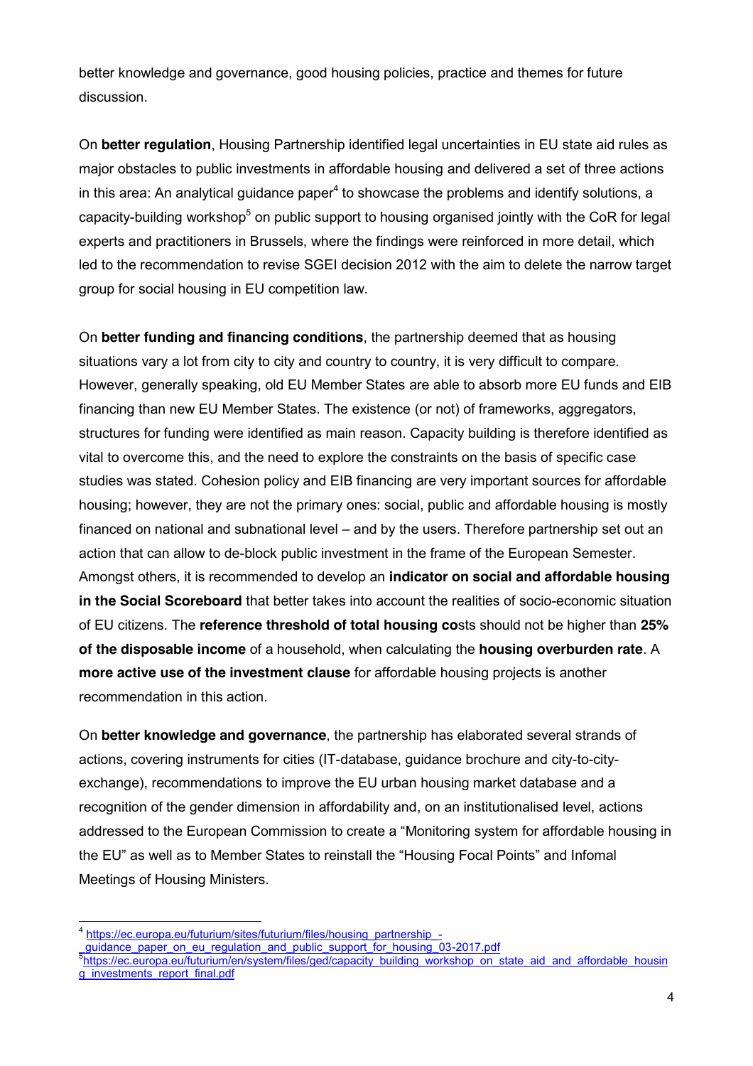better knowledge and governance, good housing policies, practice and themes for future discussion.

On **better regulation**, Housing Partnership identified legal uncertainties in EU state aid rules as major obstacles to public investments in affordable housing and delivered a set of three actions in this area: An analytical guidance paper[4] to showcase the problems and identify solutions, a capacity-building workshop[5] on public support to housing organised jointly with the CoR for legal experts and practitioners in Brussels, where the findings were reinforced in more detail, which led to the recommendation to revise SGEI decision 2012 with the aim to delete the narrow target group for social housing in EU competition law.

On **better funding and financing conditions**, the partnership deemed that as housing situations vary a lot from city to city and country to country, it is very difficult to compare. However, generally speaking, old EU Member States are able to absorb more EU funds and EIB financing than new EU Member States. The existence (or not) of frameworks, aggregators, structures for funding were identified as main reason. Capacity building is therefore identified as vital to overcome this, and the need to explore the constraints on the basis of specific case studies was stated. Cohesion policy and EIB financing are very important sources for affordable housing; however, they are not the primary ones: social, public and affordable housing is mostly financed on national and subnational level – and by the users. Therefore partnership set out an action that can allow to de-block public investment in the frame of the European Semester. Amongst others, it is recommended to develop an **indicator on social and affordable housing in the Social Scoreboard** that better takes into account the realities of socio-economic situation of EU citizens. The **reference threshold of total housing co**sts should not be higher than **25% of the disposable income** of a household, when calculating the **housing overburden rate**. A **more active use of the investment clause** for affordable housing projects is another recommendation in this action.

On **better knowledge and governance**, the partnership has elaborated several strands of actions, covering instruments for cities (IT-database, guidance brochure and city-to-city-exchange), recommendations to improve the EU urban housing market database and a recognition of the gender dimension in affordability and, on an institutionalised level, actions addressed to the European Commission to create a "Monitoring system for affordable housing in the EU" as well as to Member States to reinstall the "Housing Focal Points" and Infomal Meetings of Housing Ministers.

---

[4] https://ec.europa.eu/futurium/sites/futurium/files/housing_partnership_-_guidance_paper_on_eu_regulation_and_public_support_for_housing_03-2017.pdf

[5] https://ec.europa.eu/futurium/en/system/files/ged/capacity_building_workshop_on_state_aid_and_affordable_housing_investments_report_final.pdf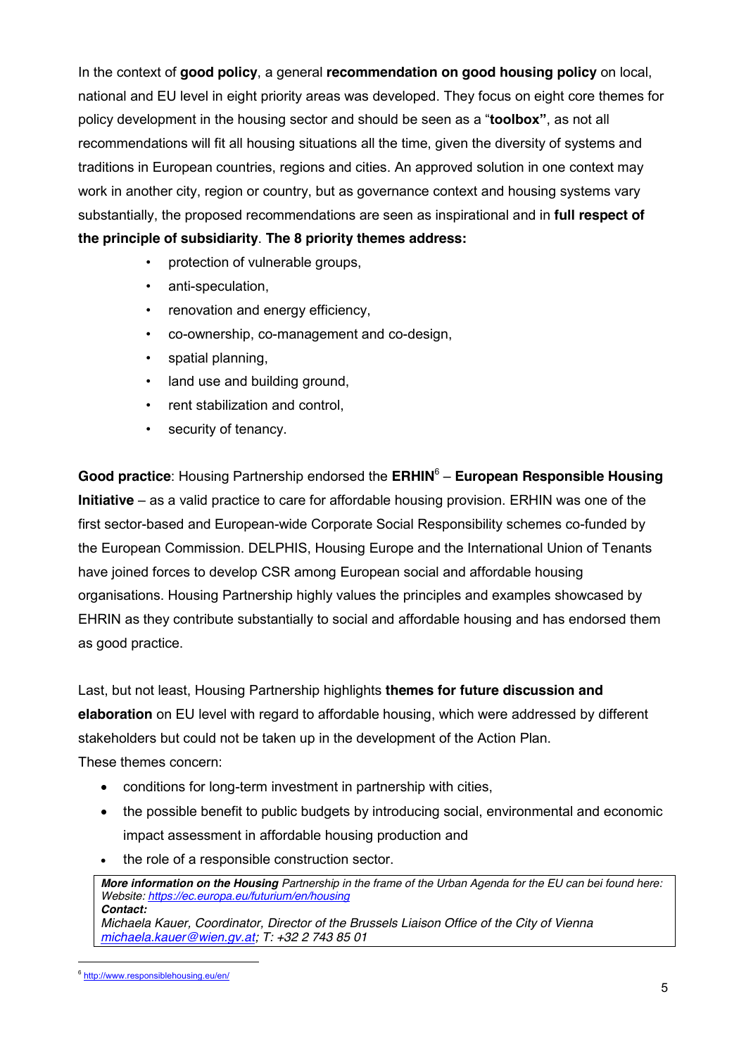In the context of **good policy**, a general **recommendation on good housing policy** on local, national and EU level in eight priority areas was developed. They focus on eight core themes for policy development in the housing sector and should be seen as a "**toolbox"**, as not all recommendations will fit all housing situations all the time, given the diversity of systems and traditions in European countries, regions and cities. An approved solution in one context may work in another city, region or country, but as governance context and housing systems vary substantially, the proposed recommendations are seen as inspirational and in **full respect of the principle of subsidiarity**. **The 8 priority themes address:**

- protection of vulnerable groups,
- anti-speculation,
- renovation and energy efficiency,
- co-ownership, co-management and co-design,
- spatial planning,
- land use and building ground,
- rent stabilization and control,
- security of tenancy.

**Good practice**: Housing Partnership endorsed the **ERHIN**[6] – **European Responsible Housing Initiative** – as a valid practice to care for affordable housing provision. ERHIN was one of the first sector-based and European-wide Corporate Social Responsibility schemes co-funded by the European Commission. DELPHIS, Housing Europe and the International Union of Tenants have joined forces to develop CSR among European social and affordable housing organisations. Housing Partnership highly values the principles and examples showcased by EHRIN as they contribute substantially to social and affordable housing and has endorsed them as good practice.

Last, but not least, Housing Partnership highlights **themes for future discussion and elaboration** on EU level with regard to affordable housing, which were addressed by different stakeholders but could not be taken up in the development of the Action Plan.
These themes concern:

- conditions for long-term investment in partnership with cities,
- the possible benefit to public budgets by introducing social, environmental and economic impact assessment in affordable housing production and
- the role of a responsible construction sector.

> ***More information on the Housing** Partnership in the frame of the Urban Agenda for the EU can bei found here:*
> *Website: https://ec.europa.eu/futurium/en/housing*
> ***Contact:***
> *Michaela Kauer, Coordinator, Director of the Brussels Liaison Office of the City of Vienna*
> *michaela.kauer@wien.gv.at; T: +32 2 743 85 01*

[6] http://www.responsiblehousing.eu/en/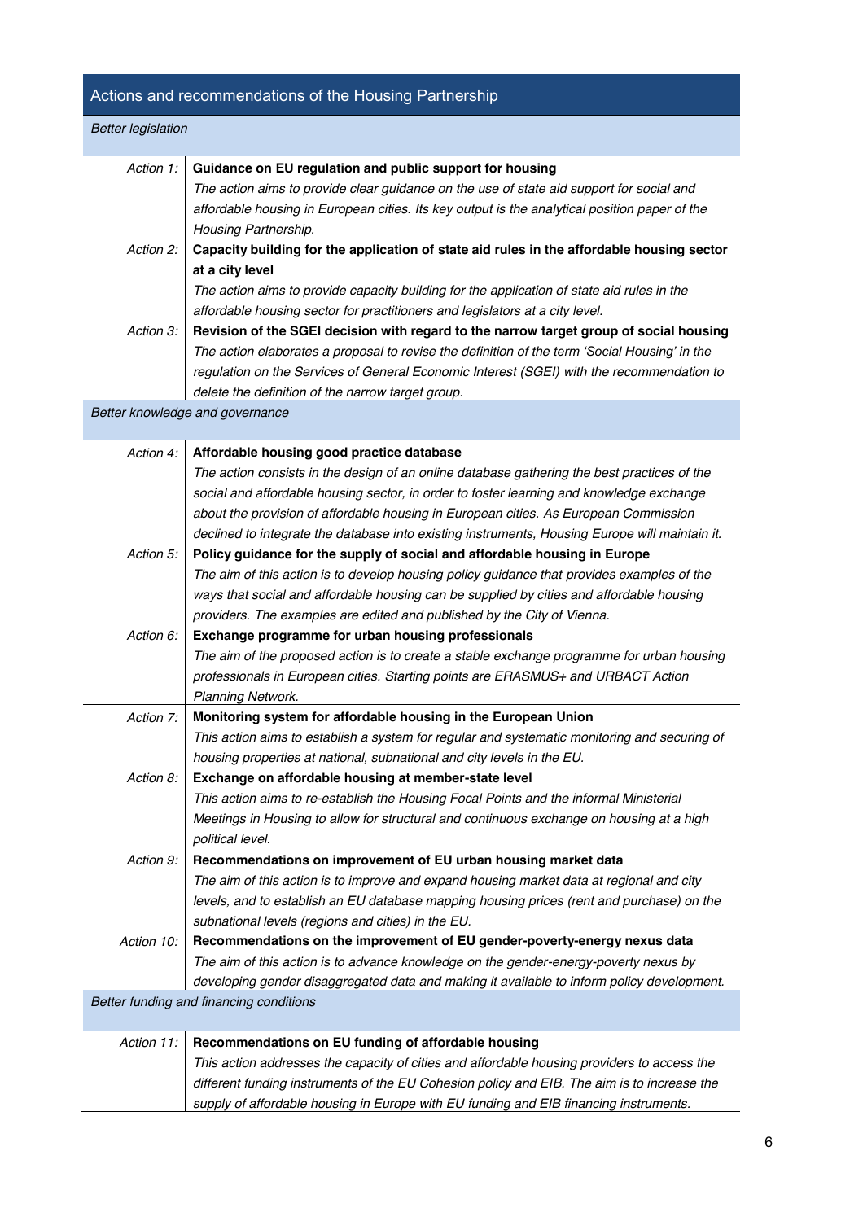## Actions and recommendations of the Housing Partnership

| | |
|---|---|
| *Better legislation* | |
| *Action 1:* | **Guidance on EU regulation and public support for housing**<br>*The action aims to provide clear guidance on the use of state aid support for social and affordable housing in European cities. Its key output is the analytical position paper of the Housing Partnership.* |
| *Action 2:* | **Capacity building for the application of state aid rules in the affordable housing sector at a city level**<br>*The action aims to provide capacity building for the application of state aid rules in the affordable housing sector for practitioners and legislators at a city level.* |
| *Action 3:* | **Revision of the SGEI decision with regard to the narrow target group of social housing**<br>*The action elaborates a proposal to revise the definition of the term 'Social Housing' in the regulation on the Services of General Economic Interest (SGEI) with the recommendation to delete the definition of the narrow target group.* |
| *Better knowledge and governance* | |
| *Action 4:* | **Affordable housing good practice database**<br>*The action consists in the design of an online database gathering the best practices of the social and affordable housing sector, in order to foster learning and knowledge exchange about the provision of affordable housing in European cities. As European Commission declined to integrate the database into existing instruments, Housing Europe will maintain it.* |
| *Action 5:* | **Policy guidance for the supply of social and affordable housing in Europe**<br>*The aim of this action is to develop housing policy guidance that provides examples of the ways that social and affordable housing can be supplied by cities and affordable housing providers. The examples are edited and published by the City of Vienna.* |
| *Action 6:* | **Exchange programme for urban housing professionals**<br>*The aim of the proposed action is to create a stable exchange programme for urban housing professionals in European cities. Starting points are ERASMUS+ and URBACT Action Planning Network.* |
| *Action 7:* | **Monitoring system for affordable housing in the European Union**<br>*This action aims to establish a system for regular and systematic monitoring and securing of housing properties at national, subnational and city levels in the EU.* |
| *Action 8:* | **Exchange on affordable housing at member-state level**<br>*This action aims to re-establish the Housing Focal Points and the informal Ministerial Meetings in Housing to allow for structural and continuous exchange on housing at a high political level.* |
| *Action 9:* | **Recommendations on improvement of EU urban housing market data**<br>*The aim of this action is to improve and expand housing market data at regional and city levels, and to establish an EU database mapping housing prices (rent and purchase) on the subnational levels (regions and cities) in the EU.* |
| *Action 10:* | **Recommendations on the improvement of EU gender-poverty-energy nexus data**<br>*The aim of this action is to advance knowledge on the gender-energy-poverty nexus by developing gender disaggregated data and making it available to inform policy development.* |
| *Better funding and financing conditions* | |
| *Action 11:* | **Recommendations on EU funding of affordable housing**<br>*This action addresses the capacity of cities and affordable housing providers to access the different funding instruments of the EU Cohesion policy and EIB. The aim is to increase the supply of affordable housing in Europe with EU funding and EIB financing instruments.* |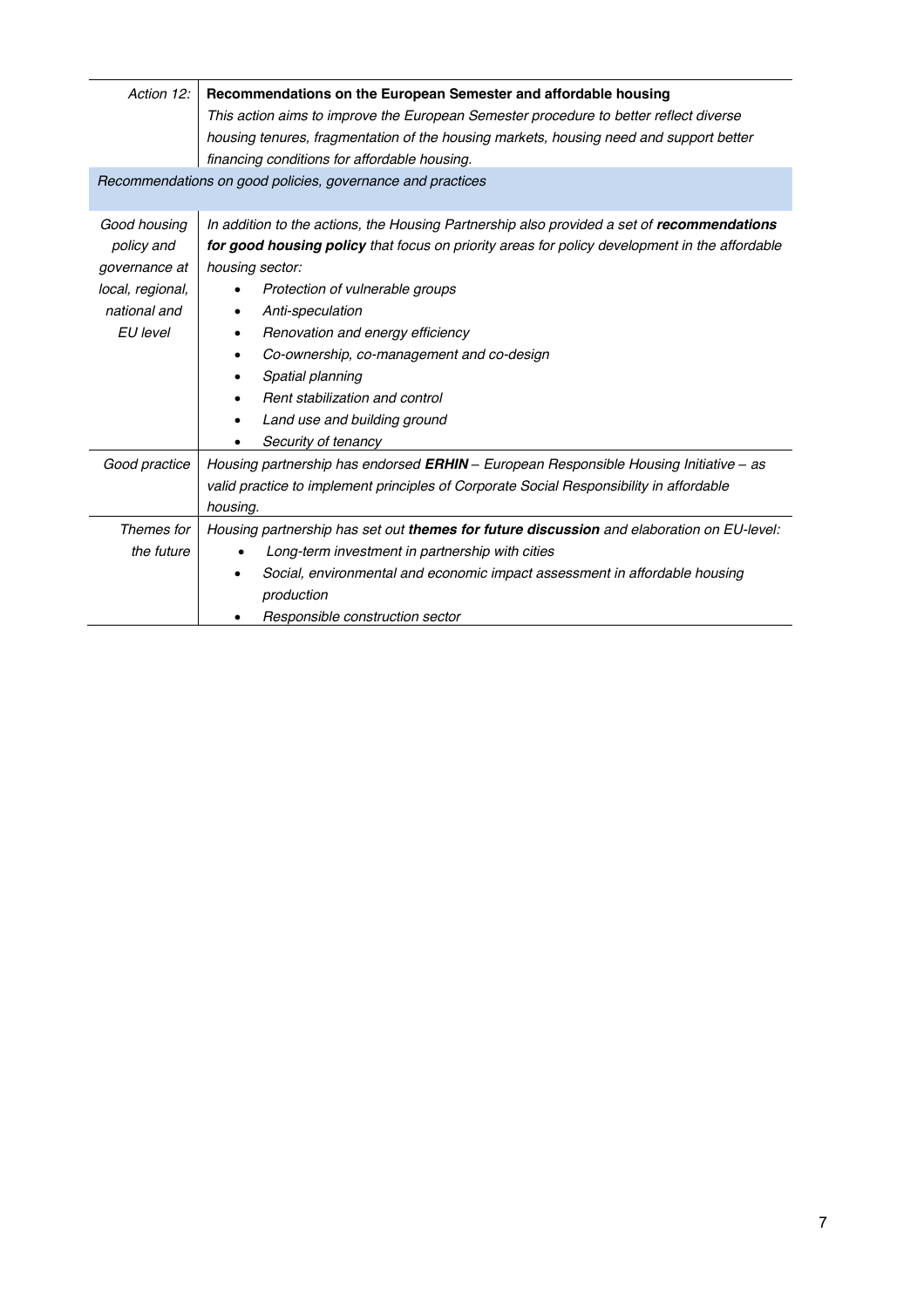| | |
|---|---|
| *Action 12:* | **Recommendations on the European Semester and affordable housing**<br>*This action aims to improve the European Semester procedure to better reflect diverse housing tenures, fragmentation of the housing markets, housing need and support better financing conditions for affordable housing.* |
| *Recommendations on good policies, governance and practices* | |
| *Good housing policy and governance at local, regional, national and EU level* | *In addition to the actions, the Housing Partnership also provided a set of* ***recommendations for good housing policy*** *that focus on priority areas for policy development in the affordable housing sector:*<br>• *Protection of vulnerable groups*<br>• *Anti-speculation*<br>• *Renovation and energy efficiency*<br>• *Co-ownership, co-management and co-design*<br>• *Spatial planning*<br>• *Rent stabilization and control*<br>• *Land use and building ground*<br>• *Security of tenancy* |
| *Good practice* | *Housing partnership has endorsed* ***ERHIN*** *– European Responsible Housing Initiative – as valid practice to implement principles of Corporate Social Responsibility in affordable housing.* |
| *Themes for the future* | *Housing partnership has set out* ***themes for future discussion*** *and elaboration on EU-level:*<br>• *Long-term investment in partnership with cities*<br>• *Social, environmental and economic impact assessment in affordable housing production*<br>• *Responsible construction sector* |